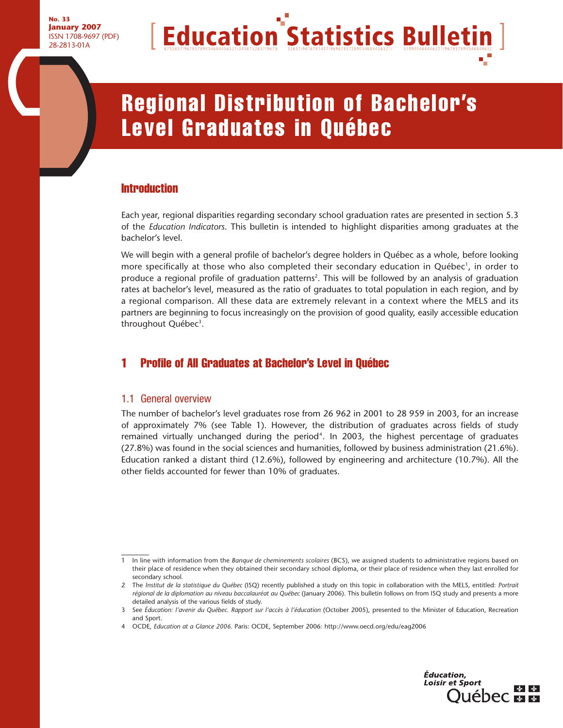No. 33
**January 2007**
ISSN 1708-9697 (PDF)
28-2813-01A

[ Education Statistics Bulletin ]

# Regional Distribution of Bachelor's Level Graduates in Québec

## Introduction

Each year, regional disparities regarding secondary school graduation rates are presented in section 5.3 of the *Education Indicators*. This bulletin is intended to highlight disparities among graduates at the bachelor's level.

We will begin with a general profile of bachelor's degree holders in Québec as a whole, before looking more specifically at those who also completed their secondary education in Québec[1], in order to produce a regional profile of graduation patterns[2]. This will be followed by an analysis of graduation rates at bachelor's level, measured as the ratio of graduates to total population in each region, and by a regional comparison. All these data are extremely relevant in a context where the MELS and its partners are beginning to focus increasingly on the provision of good quality, easily accessible education throughout Québec[3].

## 1 Profile of All Graduates at Bachelor's Level in Québec

### 1.1 General overview

The number of bachelor's level graduates rose from 26 962 in 2001 to 28 959 in 2003, for an increase of approximately 7% (see Table 1). However, the distribution of graduates across fields of study remained virtually unchanged during the period[4]. In 2003, the highest percentage of graduates (27.8%) was found in the social sciences and humanities, followed by business administration (21.6%). Education ranked a distant third (12.6%), followed by engineering and architecture (10.7%). All the other fields accounted for fewer than 10% of graduates.

---

1 In line with information from the *Banque de cheminements scolaires* (BCS), we assigned students to administrative regions based on their place of residence when they obtained their secondary school diploma, or their place of residence when they last enrolled for secondary school.

2 The *Institut de la statistique du Québec* (ISQ) recently published a study on this topic in collaboration with the MELS, entitled: *Portrait régional de la diplomation au niveau baccalauréat au Québec* (January 2006). This bulletin follows on from ISQ study and presents a more detailed analysis of the various fields of study.

3 See *Éducation: l'avenir du Québec. Rapport sur l'accès à l'éducation* (October 2005), presented to the Minister of Education, Recreation and Sport.

4 OCDE, *Education at a Glance 2006*. Paris: OCDE, September 2006: http://www.oecd.org/edu/eag2006

Éducation, Loisir et Sport Québec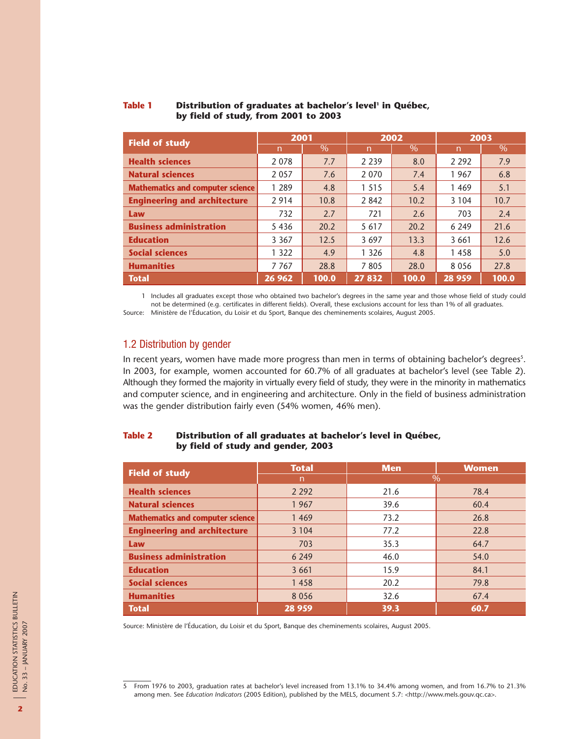**Table 1** **Distribution of graduates at bachelor's level[1] in Québec, by field of study, from 2001 to 2003**

| Field of study | 2001 | | 2002 | | 2003 | |
|---|---|---|---|---|---|---|
| | n | % | n | % | n | % |
| **Health sciences** | 2 078 | 7.7 | 2 239 | 8.0 | 2 292 | 7.9 |
| **Natural sciences** | 2 057 | 7.6 | 2 070 | 7.4 | 1 967 | 6.8 |
| **Mathematics and computer science** | 1 289 | 4.8 | 1 515 | 5.4 | 1 469 | 5.1 |
| **Engineering and architecture** | 2 914 | 10.8 | 2 842 | 10.2 | 3 104 | 10.7 |
| **Law** | 732 | 2.7 | 721 | 2.6 | 703 | 2.4 |
| **Business administration** | 5 436 | 20.2 | 5 617 | 20.2 | 6 249 | 21.6 |
| **Education** | 3 367 | 12.5 | 3 697 | 13.3 | 3 661 | 12.6 |
| **Social sciences** | 1 322 | 4.9 | 1 326 | 4.8 | 1 458 | 5.0 |
| **Humanities** | 7 767 | 28.8 | 7 805 | 28.0 | 8 056 | 27.8 |
| **Total** | **26 962** | **100.0** | **27 832** | **100.0** | **28 959** | **100.0** |

1 Includes all graduates except those who obtained two bachelor's degrees in the same year and those whose field of study could not be determined (e.g. certificates in different fields). Overall, these exclusions account for less than 1% of all graduates.

Source: Ministère de l'Éducation, du Loisir et du Sport, Banque des cheminements scolaires, August 2005.

## 1.2 Distribution by gender

In recent years, women have made more progress than men in terms of obtaining bachelor's degrees[5]. In 2003, for example, women accounted for 60.7% of all graduates at bachelor's level (see Table 2). Although they formed the majority in virtually every field of study, they were in the minority in mathematics and computer science, and in engineering and architecture. Only in the field of business administration was the gender distribution fairly even (54% women, 46% men).

**Table 2** **Distribution of all graduates at bachelor's level in Québec, by field of study and gender, 2003**

| Field of study | Total | Men | Women |
|---|---|---|---|
| | n | % | |
| **Health sciences** | 2 292 | 21.6 | 78.4 |
| **Natural sciences** | 1 967 | 39.6 | 60.4 |
| **Mathematics and computer science** | 1 469 | 73.2 | 26.8 |
| **Engineering and architecture** | 3 104 | 77.2 | 22.8 |
| **Law** | 703 | 35.3 | 64.7 |
| **Business administration** | 6 249 | 46.0 | 54.0 |
| **Education** | 3 661 | 15.9 | 84.1 |
| **Social sciences** | 1 458 | 20.2 | 79.8 |
| **Humanities** | 8 056 | 32.6 | 67.4 |
| **Total** | **28 959** | **39.3** | **60.7** |

Source: Ministère de l'Éducation, du Loisir et du Sport, Banque des cheminements scolaires, August 2005.

5 From 1976 to 2003, graduation rates at bachelor's level increased from 13.1% to 34.4% among women, and from 16.7% to 21.3% among men. See *Education Indicators* (2005 Edition), published by the MELS, document 5.7: <http://www.mels.gouv.qc.ca>.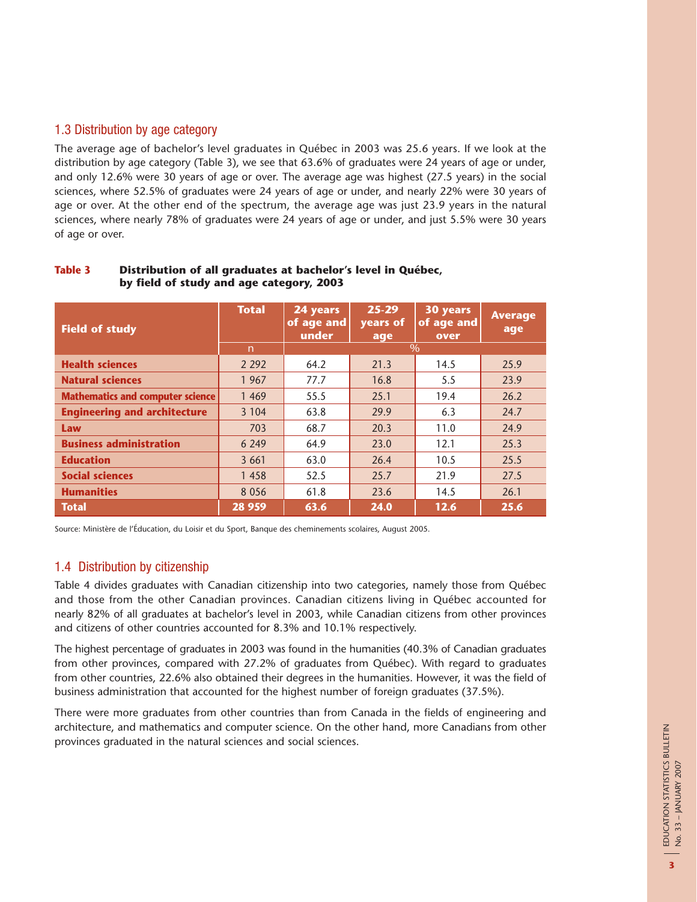## 1.3 Distribution by age category

The average age of bachelor's level graduates in Québec in 2003 was 25.6 years. If we look at the distribution by age category (Table 3), we see that 63.6% of graduates were 24 years of age or under, and only 12.6% were 30 years of age or over. The average age was highest (27.5 years) in the social sciences, where 52.5% of graduates were 24 years of age or under, and nearly 22% were 30 years of age or over. At the other end of the spectrum, the average age was just 23.9 years in the natural sciences, where nearly 78% of graduates were 24 years of age or under, and just 5.5% were 30 years of age or over.

**Table 3 Distribution of all graduates at bachelor's level in Québec, by field of study and age category, 2003**

| Field of study | Total | 24 years of age and under | 25-29 years of age | 30 years of age and over | Average age |
|---|---|---|---|---|---|
| | n | % | | | |
| **Health sciences** | 2 292 | 64.2 | 21.3 | 14.5 | 25.9 |
| **Natural sciences** | 1 967 | 77.7 | 16.8 | 5.5 | 23.9 |
| **Mathematics and computer science** | 1 469 | 55.5 | 25.1 | 19.4 | 26.2 |
| **Engineering and architecture** | 3 104 | 63.8 | 29.9 | 6.3 | 24.7 |
| **Law** | 703 | 68.7 | 20.3 | 11.0 | 24.9 |
| **Business administration** | 6 249 | 64.9 | 23.0 | 12.1 | 25.3 |
| **Education** | 3 661 | 63.0 | 26.4 | 10.5 | 25.5 |
| **Social sciences** | 1 458 | 52.5 | 25.7 | 21.9 | 27.5 |
| **Humanities** | 8 056 | 61.8 | 23.6 | 14.5 | 26.1 |
| **Total** | **28 959** | **63.6** | **24.0** | **12.6** | **25.6** |

Source: Ministère de l'Éducation, du Loisir et du Sport, Banque des cheminements scolaires, August 2005.

## 1.4 Distribution by citizenship

Table 4 divides graduates with Canadian citizenship into two categories, namely those from Québec and those from the other Canadian provinces. Canadian citizens living in Québec accounted for nearly 82% of all graduates at bachelor's level in 2003, while Canadian citizens from other provinces and citizens of other countries accounted for 8.3% and 10.1% respectively.

The highest percentage of graduates in 2003 was found in the humanities (40.3% of Canadian graduates from other provinces, compared with 27.2% of graduates from Québec). With regard to graduates from other countries, 22.6% also obtained their degrees in the humanities. However, it was the field of business administration that accounted for the highest number of foreign graduates (37.5%).

There were more graduates from other countries than from Canada in the fields of engineering and architecture, and mathematics and computer science. On the other hand, more Canadians from other provinces graduated in the natural sciences and social sciences.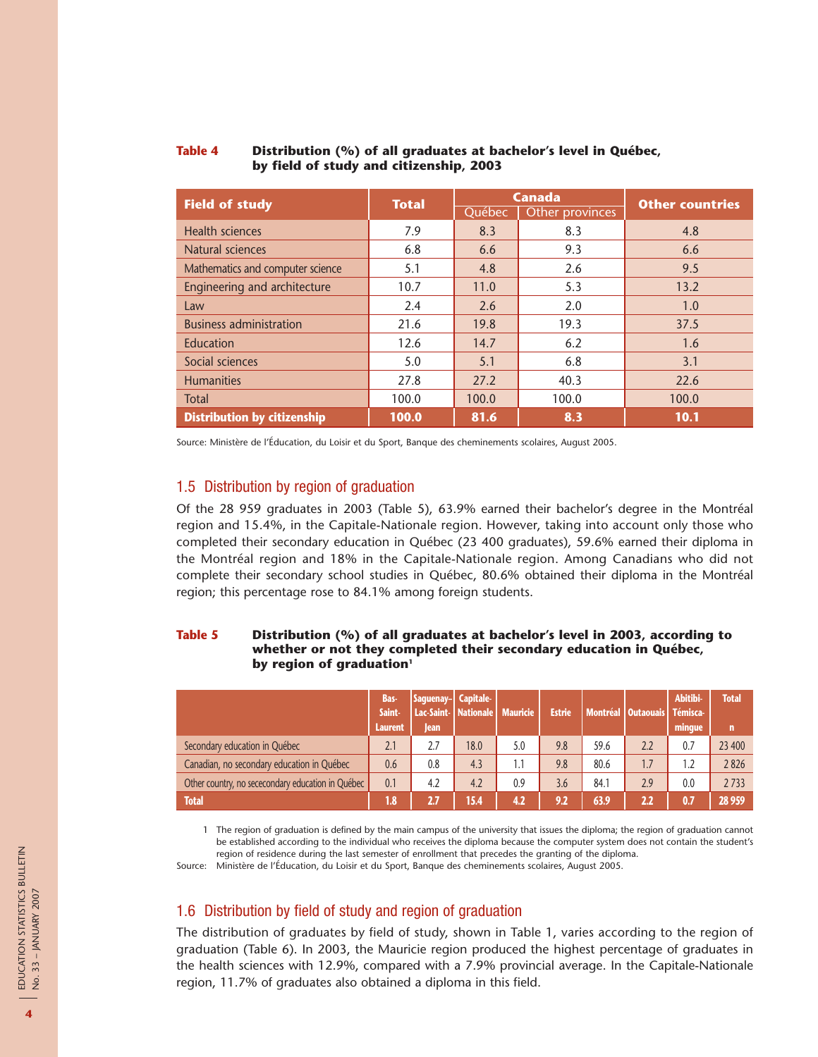**Table 4** **Distribution (%) of all graduates at bachelor's level in Québec, by field of study and citizenship, 2003**

| Field of study | Total | Canada | | Other countries |
|---|---|---|---|---|
| | | Québec | Other provinces | |
| Health sciences | 7.9 | 8.3 | 8.3 | 4.8 |
| Natural sciences | 6.8 | 6.6 | 9.3 | 6.6 |
| Mathematics and computer science | 5.1 | 4.8 | 2.6 | 9.5 |
| Engineering and architecture | 10.7 | 11.0 | 5.3 | 13.2 |
| Law | 2.4 | 2.6 | 2.0 | 1.0 |
| Business administration | 21.6 | 19.8 | 19.3 | 37.5 |
| Education | 12.6 | 14.7 | 6.2 | 1.6 |
| Social sciences | 5.0 | 5.1 | 6.8 | 3.1 |
| Humanities | 27.8 | 27.2 | 40.3 | 22.6 |
| Total | 100.0 | 100.0 | 100.0 | 100.0 |
| **Distribution by citizenship** | **100.0** | **81.6** | **8.3** | **10.1** |

Source: Ministère de l'Éducation, du Loisir et du Sport, Banque des cheminements scolaires, August 2005.

## 1.5 Distribution by region of graduation

Of the 28 959 graduates in 2003 (Table 5), 63.9% earned their bachelor's degree in the Montréal region and 15.4%, in the Capitale-Nationale region. However, taking into account only those who completed their secondary education in Québec (23 400 graduates), 59.6% earned their diploma in the Montréal region and 18% in the Capitale-Nationale region. Among Canadians who did not complete their secondary school studies in Québec, 80.6% obtained their diploma in the Montréal region; this percentage rose to 84.1% among foreign students.

**Table 5** **Distribution (%) of all graduates at bachelor's level in 2003, according to whether or not they completed their secondary education in Québec, by region of graduation[1]**

| | Bas-Saint-Laurent | Saguenay-Lac-Saint-Jean | Capitale-Nationale | Mauricie | Estrie | Montréal | Outaouais | Abitibi-Témisca-mingue | Total n |
|---|---|---|---|---|---|---|---|---|---|
| Secondary education in Québec | 2.1 | 2.7 | 18.0 | 5.0 | 9.8 | 59.6 | 2.2 | 0.7 | 23 400 |
| Canadian, no secondary education in Québec | 0.6 | 0.8 | 4.3 | 1.1 | 9.8 | 80.6 | 1.7 | 1.2 | 2 826 |
| Other country, no sececondary education in Québec | 0.1 | 4.2 | 4.2 | 0.9 | 3.6 | 84.1 | 2.9 | 0.0 | 2 733 |
| **Total** | **1.8** | **2.7** | **15.4** | **4.2** | **9.2** | **63.9** | **2.2** | **0.7** | **28 959** |

1 The region of graduation is defined by the main campus of the university that issues the diploma; the region of graduation cannot be established according to the individual who receives the diploma because the computer system does not contain the student's region of residence during the last semester of enrollment that precedes the granting of the diploma.

Source: Ministère de l'Éducation, du Loisir et du Sport, Banque des cheminements scolaires, August 2005.

## 1.6 Distribution by field of study and region of graduation

The distribution of graduates by field of study, shown in Table 1, varies according to the region of graduation (Table 6). In 2003, the Mauricie region produced the highest percentage of graduates in the health sciences with 12.9%, compared with a 7.9% provincial average. In the Capitale-Nationale region, 11.7% of graduates also obtained a diploma in this field.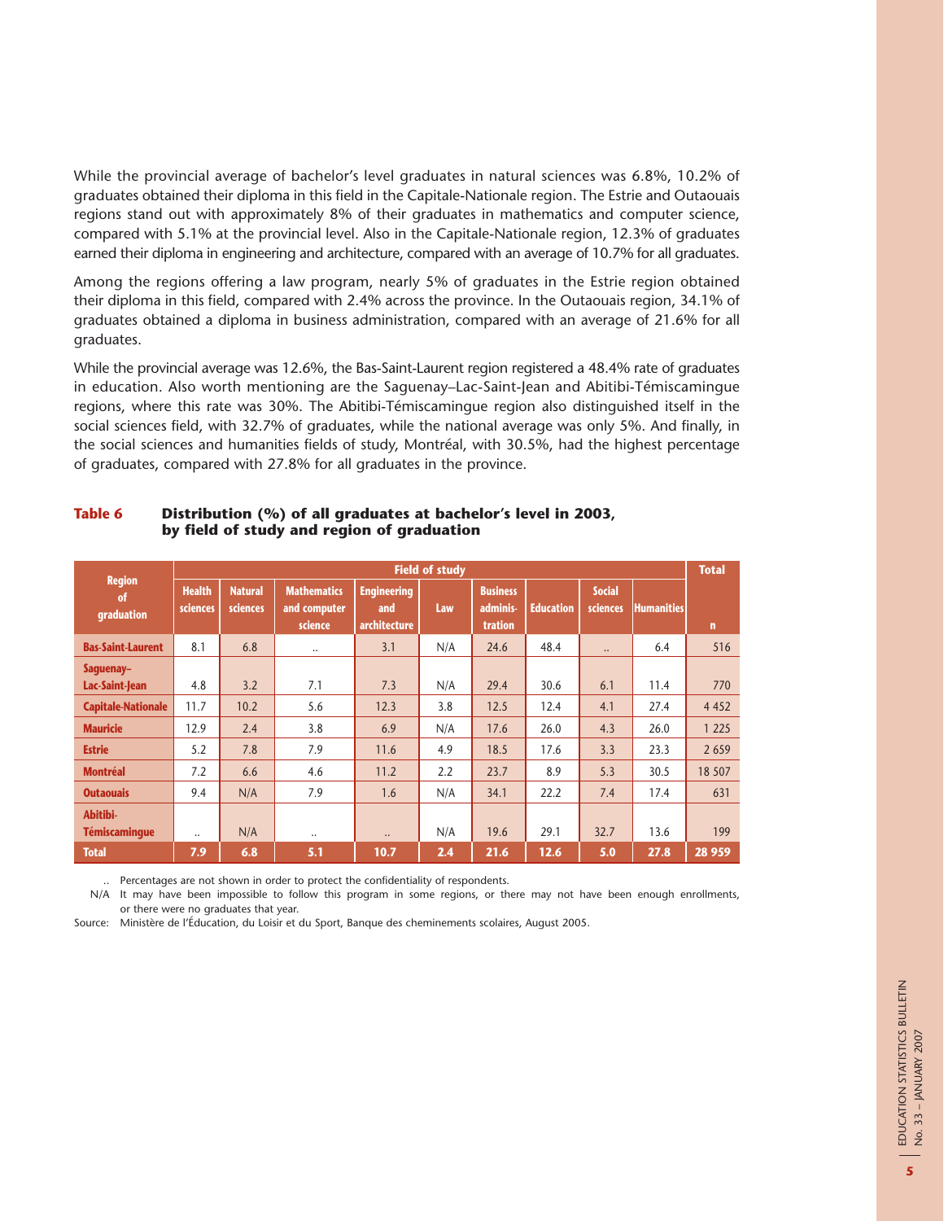While the provincial average of bachelor's level graduates in natural sciences was 6.8%, 10.2% of graduates obtained their diploma in this field in the Capitale-Nationale region. The Estrie and Outaouais regions stand out with approximately 8% of their graduates in mathematics and computer science, compared with 5.1% at the provincial level. Also in the Capitale-Nationale region, 12.3% of graduates earned their diploma in engineering and architecture, compared with an average of 10.7% for all graduates.

Among the regions offering a law program, nearly 5% of graduates in the Estrie region obtained their diploma in this field, compared with 2.4% across the province. In the Outaouais region, 34.1% of graduates obtained a diploma in business administration, compared with an average of 21.6% for all graduates.

While the provincial average was 12.6%, the Bas-Saint-Laurent region registered a 48.4% rate of graduates in education. Also worth mentioning are the Saguenay–Lac-Saint-Jean and Abitibi-Témiscamingue regions, where this rate was 30%. The Abitibi-Témiscamingue region also distinguished itself in the social sciences field, with 32.7% of graduates, while the national average was only 5%. And finally, in the social sciences and humanities fields of study, Montréal, with 30.5%, had the highest percentage of graduates, compared with 27.8% for all graduates in the province.

**Table 6 Distribution (%) of all graduates at bachelor's level in 2003, by field of study and region of graduation**

| Region of graduation | Field of study | | | | | | | | | Total |
|---|---|---|---|---|---|---|---|---|---|---|
| | Health sciences | Natural sciences | Mathematics and computer science | Engineering and architecture | Law | Business adminis-tration | Education | Social sciences | Humanities | n |
| **Bas-Saint-Laurent** | 8.1 | 6.8 | .. | 3.1 | N/A | 24.6 | 48.4 | .. | 6.4 | 516 |
| **Saguenay–Lac-Saint-Jean** | 4.8 | 3.2 | 7.1 | 7.3 | N/A | 29.4 | 30.6 | 6.1 | 11.4 | 770 |
| **Capitale-Nationale** | 11.7 | 10.2 | 5.6 | 12.3 | 3.8 | 12.5 | 12.4 | 4.1 | 27.4 | 4 452 |
| **Mauricie** | 12.9 | 2.4 | 3.8 | 6.9 | N/A | 17.6 | 26.0 | 4.3 | 26.0 | 1 225 |
| **Estrie** | 5.2 | 7.8 | 7.9 | 11.6 | 4.9 | 18.5 | 17.6 | 3.3 | 23.3 | 2 659 |
| **Montréal** | 7.2 | 6.6 | 4.6 | 11.2 | 2.2 | 23.7 | 8.9 | 5.3 | 30.5 | 18 507 |
| **Outaouais** | 9.4 | N/A | 7.9 | 1.6 | N/A | 34.1 | 22.2 | 7.4 | 17.4 | 631 |
| **Abitibi-Témiscamingue** | .. | N/A | .. | .. | N/A | 19.6 | 29.1 | 32.7 | 13.6 | 199 |
| **Total** | **7.9** | **6.8** | **5.1** | **10.7** | **2.4** | **21.6** | **12.6** | **5.0** | **27.8** | **28 959** |

.. Percentages are not shown in order to protect the confidentiality of respondents.

N/A It may have been impossible to follow this program in some regions, or there may not have been enough enrollments, or there were no graduates that year.

Source: Ministère de l'Éducation, du Loisir et du Sport, Banque des cheminements scolaires, August 2005.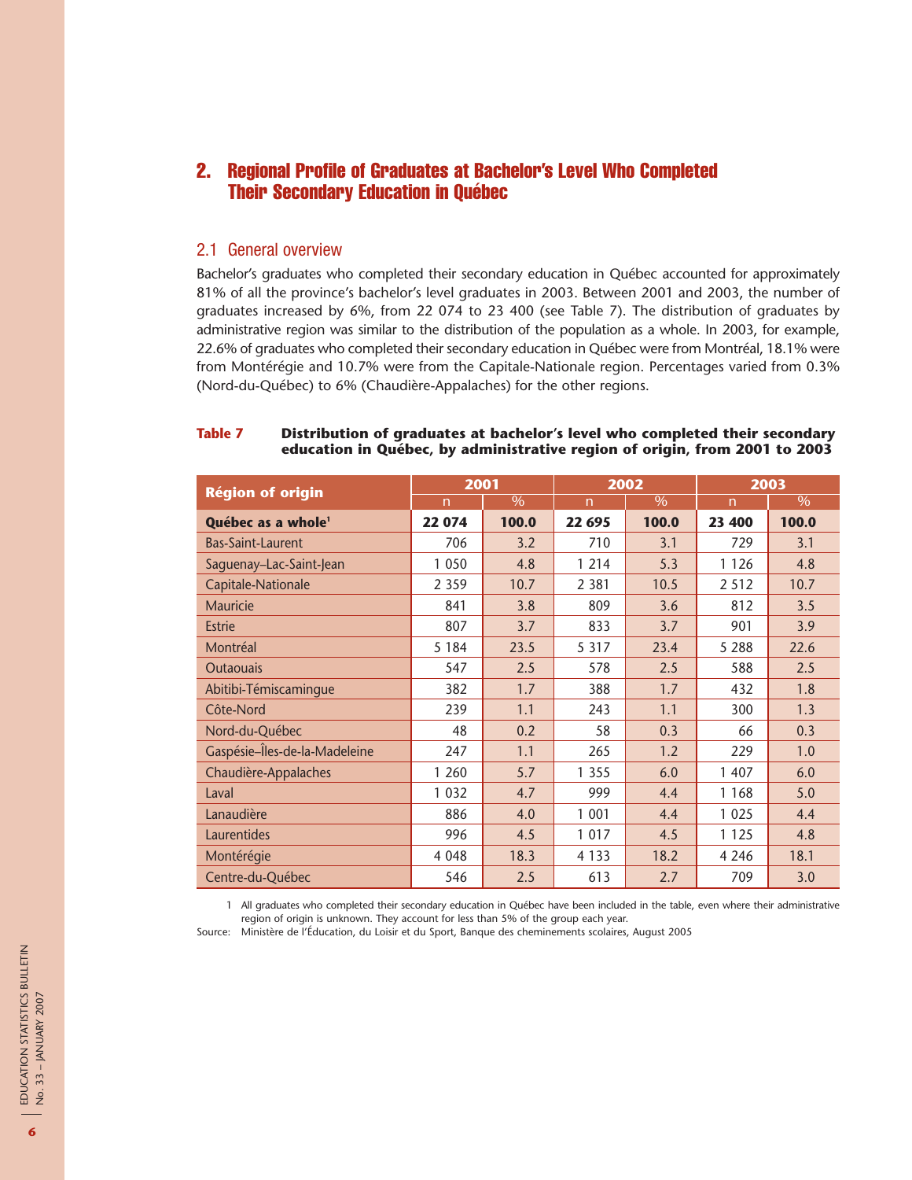## 2. Regional Profile of Graduates at Bachelor's Level Who Completed Their Secondary Education in Québec

### 2.1 General overview

Bachelor's graduates who completed their secondary education in Québec accounted for approximately 81% of all the province's bachelor's level graduates in 2003. Between 2001 and 2003, the number of graduates increased by 6%, from 22 074 to 23 400 (see Table 7). The distribution of graduates by administrative region was similar to the distribution of the population as a whole. In 2003, for example, 22.6% of graduates who completed their secondary education in Québec were from Montréal, 18.1% were from Montérégie and 10.7% were from the Capitale-Nationale region. Percentages varied from 0.3% (Nord-du-Québec) to 6% (Chaudière-Appalaches) for the other regions.

**Table 7 Distribution of graduates at bachelor's level who completed their secondary education in Québec, by administrative region of origin, from 2001 to 2003**

| Région of origin | 2001 | | 2002 | | 2003 | |
|---|---|---|---|---|---|---|
| | n | % | n | % | n | % |
| **Québec as a whole[1]** | **22 074** | **100.0** | **22 695** | **100.0** | **23 400** | **100.0** |
| Bas-Saint-Laurent | 706 | 3.2 | 710 | 3.1 | 729 | 3.1 |
| Saguenay–Lac-Saint-Jean | 1 050 | 4.8 | 1 214 | 5.3 | 1 126 | 4.8 |
| Capitale-Nationale | 2 359 | 10.7 | 2 381 | 10.5 | 2 512 | 10.7 |
| Mauricie | 841 | 3.8 | 809 | 3.6 | 812 | 3.5 |
| Estrie | 807 | 3.7 | 833 | 3.7 | 901 | 3.9 |
| Montréal | 5 184 | 23.5 | 5 317 | 23.4 | 5 288 | 22.6 |
| Outaouais | 547 | 2.5 | 578 | 2.5 | 588 | 2.5 |
| Abitibi-Témiscamingue | 382 | 1.7 | 388 | 1.7 | 432 | 1.8 |
| Côte-Nord | 239 | 1.1 | 243 | 1.1 | 300 | 1.3 |
| Nord-du-Québec | 48 | 0.2 | 58 | 0.3 | 66 | 0.3 |
| Gaspésie–Îles-de-la-Madeleine | 247 | 1.1 | 265 | 1.2 | 229 | 1.0 |
| Chaudière-Appalaches | 1 260 | 5.7 | 1 355 | 6.0 | 1 407 | 6.0 |
| Laval | 1 032 | 4.7 | 999 | 4.4 | 1 168 | 5.0 |
| Lanaudière | 886 | 4.0 | 1 001 | 4.4 | 1 025 | 4.4 |
| Laurentides | 996 | 4.5 | 1 017 | 4.5 | 1 125 | 4.8 |
| Montérégie | 4 048 | 18.3 | 4 133 | 18.2 | 4 246 | 18.1 |
| Centre-du-Québec | 546 | 2.5 | 613 | 2.7 | 709 | 3.0 |

1 All graduates who completed their secondary education in Québec have been included in the table, even where their administrative region of origin is unknown. They account for less than 5% of the group each year.

Source: Ministère de l'Éducation, du Loisir et du Sport, Banque des cheminements scolaires, August 2005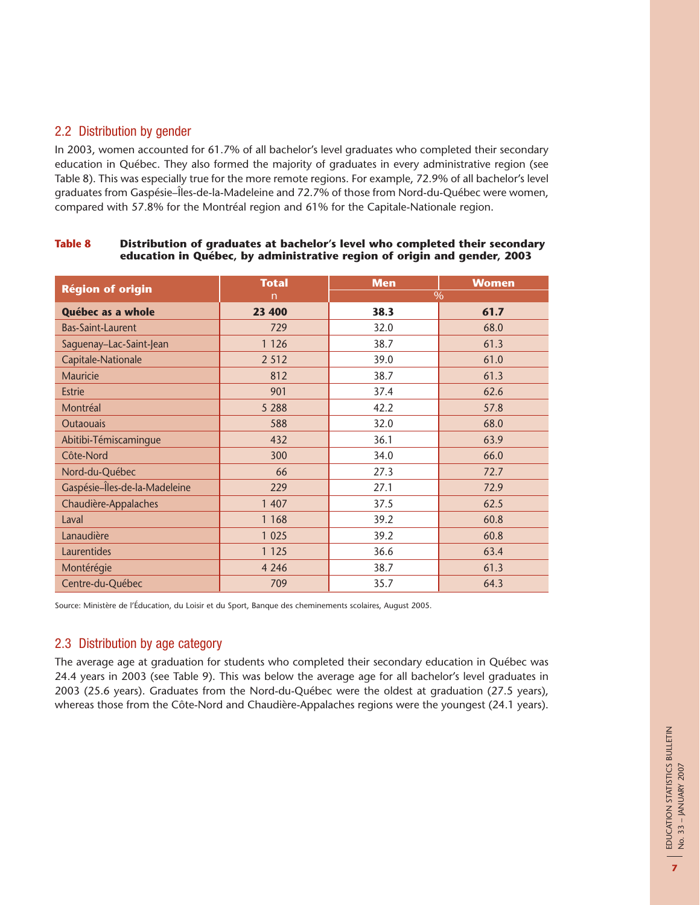## 2.2 Distribution by gender

In 2003, women accounted for 61.7% of all bachelor's level graduates who completed their secondary education in Québec. They also formed the majority of graduates in every administrative region (see Table 8). This was especially true for the more remote regions. For example, 72.9% of all bachelor's level graduates from Gaspésie–Îles-de-la-Madeleine and 72.7% of those from Nord-du-Québec were women, compared with 57.8% for the Montréal region and 61% for the Capitale-Nationale region.

**Table 8** **Distribution of graduates at bachelor's level who completed their secondary education in Québec, by administrative region of origin and gender, 2003**

| Région of origin | Total | Men | Women |
|---|---|---|---|
| | n | % | |
| **Québec as a whole** | **23 400** | **38.3** | **61.7** |
| Bas-Saint-Laurent | 729 | 32.0 | 68.0 |
| Saguenay–Lac-Saint-Jean | 1 126 | 38.7 | 61.3 |
| Capitale-Nationale | 2 512 | 39.0 | 61.0 |
| Mauricie | 812 | 38.7 | 61.3 |
| Estrie | 901 | 37.4 | 62.6 |
| Montréal | 5 288 | 42.2 | 57.8 |
| Outaouais | 588 | 32.0 | 68.0 |
| Abitibi-Témiscamingue | 432 | 36.1 | 63.9 |
| Côte-Nord | 300 | 34.0 | 66.0 |
| Nord-du-Québec | 66 | 27.3 | 72.7 |
| Gaspésie–Îles-de-la-Madeleine | 229 | 27.1 | 72.9 |
| Chaudière-Appalaches | 1 407 | 37.5 | 62.5 |
| Laval | 1 168 | 39.2 | 60.8 |
| Lanaudière | 1 025 | 39.2 | 60.8 |
| Laurentides | 1 125 | 36.6 | 63.4 |
| Montérégie | 4 246 | 38.7 | 61.3 |
| Centre-du-Québec | 709 | 35.7 | 64.3 |

Source: Ministère de l'Éducation, du Loisir et du Sport, Banque des cheminements scolaires, August 2005.

## 2.3 Distribution by age category

The average age at graduation for students who completed their secondary education in Québec was 24.4 years in 2003 (see Table 9). This was below the average age for all bachelor's level graduates in 2003 (25.6 years). Graduates from the Nord-du-Québec were the oldest at graduation (27.5 years), whereas those from the Côte-Nord and Chaudière-Appalaches regions were the youngest (24.1 years).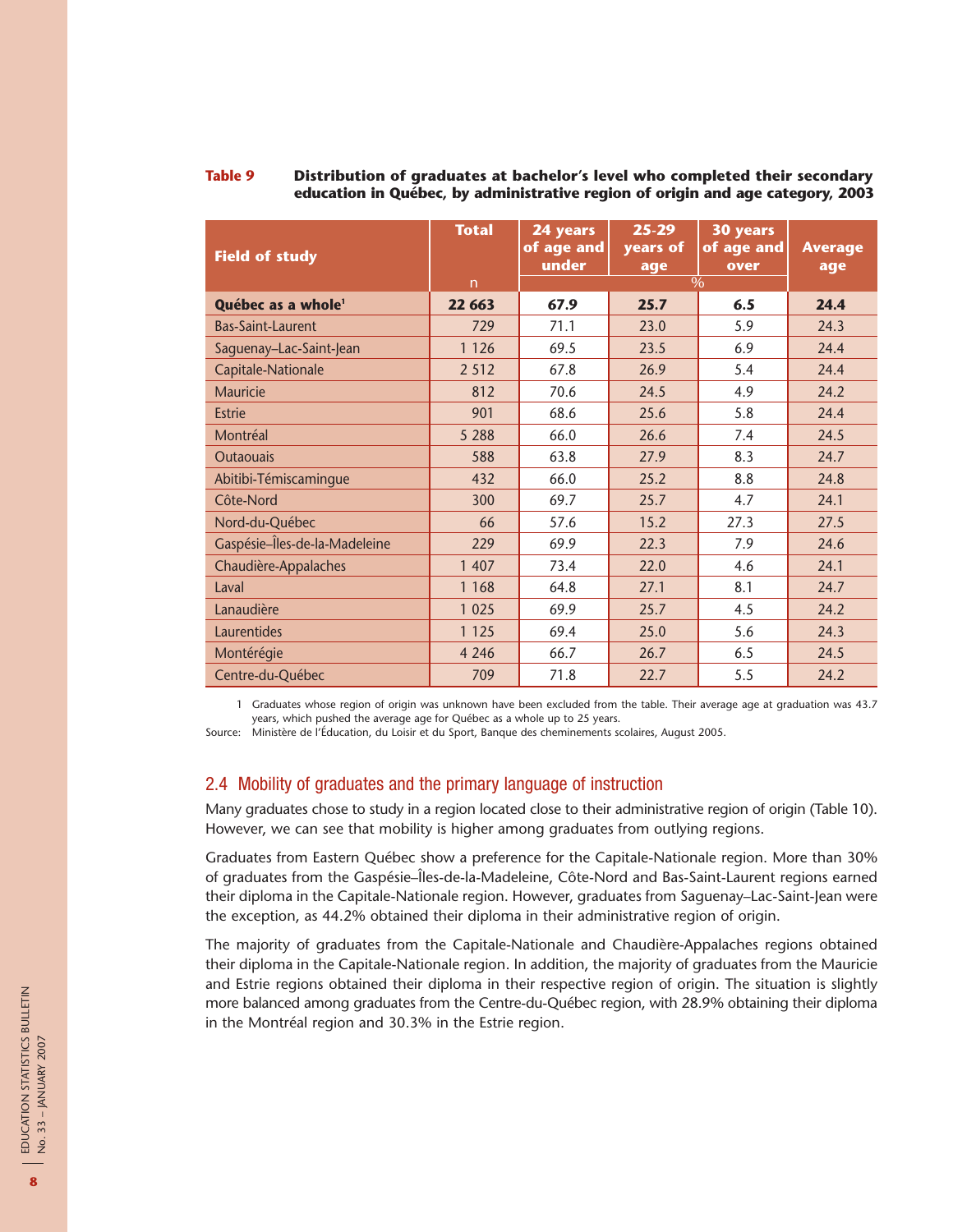**Table 9 Distribution of graduates at bachelor's level who completed their secondary education in Québec, by administrative region of origin and age category, 2003**

| Field of study | Total | 24 years of age and under | 25-29 years of age | 30 years of age and over | Average age |
|---|---|---|---|---|---|
| | n | % | | | |
| **Québec as a whole[1]** | **22 663** | **67.9** | **25.7** | **6.5** | **24.4** |
| Bas-Saint-Laurent | 729 | 71.1 | 23.0 | 5.9 | 24.3 |
| Saguenay–Lac-Saint-Jean | 1 126 | 69.5 | 23.5 | 6.9 | 24.4 |
| Capitale-Nationale | 2 512 | 67.8 | 26.9 | 5.4 | 24.4 |
| Mauricie | 812 | 70.6 | 24.5 | 4.9 | 24.2 |
| Estrie | 901 | 68.6 | 25.6 | 5.8 | 24.4 |
| Montréal | 5 288 | 66.0 | 26.6 | 7.4 | 24.5 |
| Outaouais | 588 | 63.8 | 27.9 | 8.3 | 24.7 |
| Abitibi-Témiscamingue | 432 | 66.0 | 25.2 | 8.8 | 24.8 |
| Côte-Nord | 300 | 69.7 | 25.7 | 4.7 | 24.1 |
| Nord-du-Québec | 66 | 57.6 | 15.2 | 27.3 | 27.5 |
| Gaspésie–Îles-de-la-Madeleine | 229 | 69.9 | 22.3 | 7.9 | 24.6 |
| Chaudière-Appalaches | 1 407 | 73.4 | 22.0 | 4.6 | 24.1 |
| Laval | 1 168 | 64.8 | 27.1 | 8.1 | 24.7 |
| Lanaudière | 1 025 | 69.9 | 25.7 | 4.5 | 24.2 |
| Laurentides | 1 125 | 69.4 | 25.0 | 5.6 | 24.3 |
| Montérégie | 4 246 | 66.7 | 26.7 | 6.5 | 24.5 |
| Centre-du-Québec | 709 | 71.8 | 22.7 | 5.5 | 24.2 |

1 Graduates whose region of origin was unknown have been excluded from the table. Their average age at graduation was 43.7 years, which pushed the average age for Québec as a whole up to 25 years.

Source: Ministère de l'Éducation, du Loisir et du Sport, Banque des cheminements scolaires, August 2005.

## 2.4 Mobility of graduates and the primary language of instruction

Many graduates chose to study in a region located close to their administrative region of origin (Table 10). However, we can see that mobility is higher among graduates from outlying regions.

Graduates from Eastern Québec show a preference for the Capitale-Nationale region. More than 30% of graduates from the Gaspésie–Îles-de-la-Madeleine, Côte-Nord and Bas-Saint-Laurent regions earned their diploma in the Capitale-Nationale region. However, graduates from Saguenay–Lac-Saint-Jean were the exception, as 44.2% obtained their diploma in their administrative region of origin.

The majority of graduates from the Capitale-Nationale and Chaudière-Appalaches regions obtained their diploma in the Capitale-Nationale region. In addition, the majority of graduates from the Mauricie and Estrie regions obtained their diploma in their respective region of origin. The situation is slightly more balanced among graduates from the Centre-du-Québec region, with 28.9% obtaining their diploma in the Montréal region and 30.3% in the Estrie region.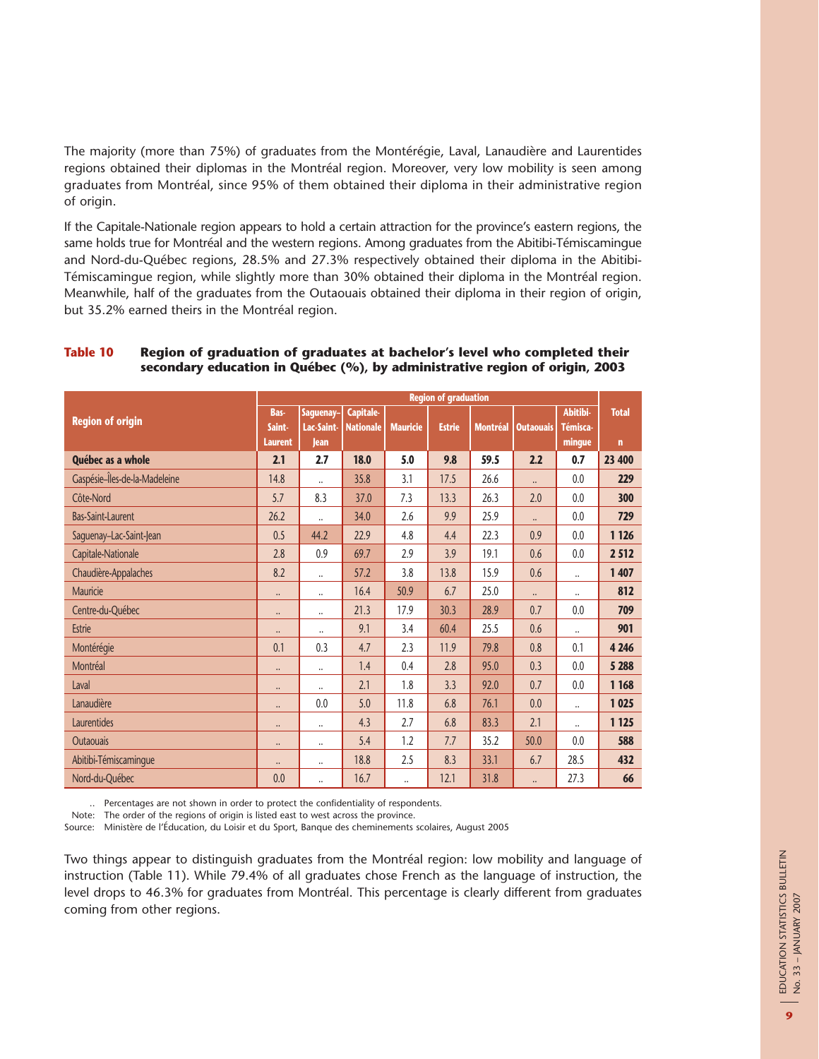The majority (more than 75%) of graduates from the Montérégie, Laval, Lanaudière and Laurentides regions obtained their diplomas in the Montréal region. Moreover, very low mobility is seen among graduates from Montréal, since 95% of them obtained their diploma in their administrative region of origin.

If the Capitale-Nationale region appears to hold a certain attraction for the province's eastern regions, the same holds true for Montréal and the western regions. Among graduates from the Abitibi-Témiscamingue and Nord-du-Québec regions, 28.5% and 27.3% respectively obtained their diploma in the Abitibi-Témiscamingue region, while slightly more than 30% obtained their diploma in the Montréal region. Meanwhile, half of the graduates from the Outaouais obtained their diploma in their region of origin, but 35.2% earned theirs in the Montréal region.

**Table 10 Region of graduation of graduates at bachelor's level who completed their secondary education in Québec (%), by administrative region of origin, 2003**

| Region of origin | Region of graduation | | | | | | | | Total |
|---|---|---|---|---|---|---|---|---|---|
| | Bas-Saint-Laurent | Saguenay–Lac-Saint-Jean | Capitale-Nationale | Mauricie | Estrie | Montréal | Outaouais | Abitibi-Témiscamingue | n |
| **Québec as a whole** | **2.1** | **2.7** | **18.0** | **5.0** | **9.8** | **59.5** | **2.2** | **0.7** | **23 400** |
| Gaspésie–Îles-de-la-Madeleine | 14.8 | .. | 35.8 | 3.1 | 17.5 | 26.6 | .. | 0.0 | **229** |
| Côte-Nord | 5.7 | 8.3 | 37.0 | 7.3 | 13.3 | 26.3 | 2.0 | 0.0 | **300** |
| Bas-Saint-Laurent | 26.2 | .. | 34.0 | 2.6 | 9.9 | 25.9 | .. | 0.0 | **729** |
| Saguenay–Lac-Saint-Jean | 0.5 | 44.2 | 22.9 | 4.8 | 4.4 | 22.3 | 0.9 | 0.0 | **1 126** |
| Capitale-Nationale | 2.8 | 0.9 | 69.7 | 2.9 | 3.9 | 19.1 | 0.6 | 0.0 | **2 512** |
| Chaudière-Appalaches | 8.2 | .. | 57.2 | 3.8 | 13.8 | 15.9 | 0.6 | .. | **1 407** |
| Mauricie | .. | .. | 16.4 | 50.9 | 6.7 | 25.0 | .. | .. | **812** |
| Centre-du-Québec | .. | .. | 21.3 | 17.9 | 30.3 | 28.9 | 0.7 | 0.0 | **709** |
| Estrie | .. | .. | 9.1 | 3.4 | 60.4 | 25.5 | 0.6 | .. | **901** |
| Montérégie | 0.1 | 0.3 | 4.7 | 2.3 | 11.9 | 79.8 | 0.8 | 0.1 | **4 246** |
| Montréal | .. | .. | 1.4 | 0.4 | 2.8 | 95.0 | 0.3 | 0.0 | **5 288** |
| Laval | .. | .. | 2.1 | 1.8 | 3.3 | 92.0 | 0.7 | 0.0 | **1 168** |
| Lanaudière | .. | 0.0 | 5.0 | 11.8 | 6.8 | 76.1 | 0.0 | .. | **1 025** |
| Laurentides | .. | .. | 4.3 | 2.7 | 6.8 | 83.3 | 2.1 | .. | **1 125** |
| Outaouais | .. | .. | 5.4 | 1.2 | 7.7 | 35.2 | 50.0 | 0.0 | **588** |
| Abitibi-Témiscamingue | .. | .. | 18.8 | 2.5 | 8.3 | 33.1 | 6.7 | 28.5 | **432** |
| Nord-du-Québec | 0.0 | .. | 16.7 | .. | 12.1 | 31.8 | .. | 27.3 | **66** |

.. Percentages are not shown in order to protect the confidentiality of respondents.

Note: The order of the regions of origin is listed east to west across the province.

Source: Ministère de l'Éducation, du Loisir et du Sport, Banque des cheminements scolaires, August 2005

Two things appear to distinguish graduates from the Montréal region: low mobility and language of instruction (Table 11). While 79.4% of all graduates chose French as the language of instruction, the level drops to 46.3% for graduates from Montréal. This percentage is clearly different from graduates coming from other regions.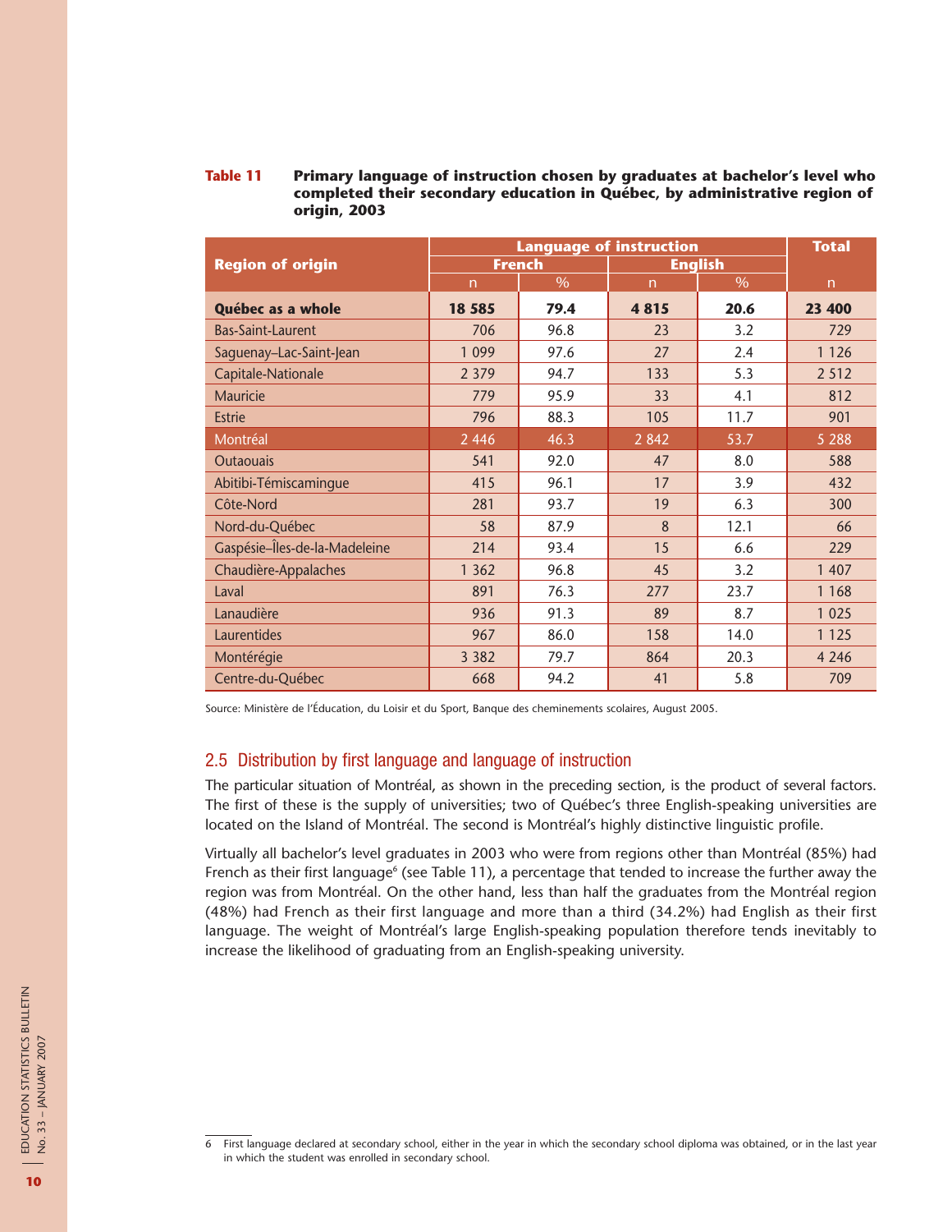**Table 11 Primary language of instruction chosen by graduates at bachelor's level who completed their secondary education in Québec, by administrative region of origin, 2003**

| Region of origin | Language of instruction | | | | Total |
|---|---|---|---|---|---|
| | French | | English | | |
| | n | % | n | % | n |
| **Québec as a whole** | **18 585** | **79.4** | **4 815** | **20.6** | **23 400** |
| Bas-Saint-Laurent | 706 | 96.8 | 23 | 3.2 | 729 |
| Saguenay–Lac-Saint-Jean | 1 099 | 97.6 | 27 | 2.4 | 1 126 |
| Capitale-Nationale | 2 379 | 94.7 | 133 | 5.3 | 2 512 |
| Mauricie | 779 | 95.9 | 33 | 4.1 | 812 |
| Estrie | 796 | 88.3 | 105 | 11.7 | 901 |
| Montréal | 2 446 | 46.3 | 2 842 | 53.7 | 5 288 |
| Outaouais | 541 | 92.0 | 47 | 8.0 | 588 |
| Abitibi-Témiscamingue | 415 | 96.1 | 17 | 3.9 | 432 |
| Côte-Nord | 281 | 93.7 | 19 | 6.3 | 300 |
| Nord-du-Québec | 58 | 87.9 | 8 | 12.1 | 66 |
| Gaspésie–Îles-de-la-Madeleine | 214 | 93.4 | 15 | 6.6 | 229 |
| Chaudière-Appalaches | 1 362 | 96.8 | 45 | 3.2 | 1 407 |
| Laval | 891 | 76.3 | 277 | 23.7 | 1 168 |
| Lanaudière | 936 | 91.3 | 89 | 8.7 | 1 025 |
| Laurentides | 967 | 86.0 | 158 | 14.0 | 1 125 |
| Montérégie | 3 382 | 79.7 | 864 | 20.3 | 4 246 |
| Centre-du-Québec | 668 | 94.2 | 41 | 5.8 | 709 |

Source: Ministère de l'Éducation, du Loisir et du Sport, Banque des cheminements scolaires, August 2005.

## 2.5 Distribution by first language and language of instruction

The particular situation of Montréal, as shown in the preceding section, is the product of several factors. The first of these is the supply of universities; two of Québec's three English-speaking universities are located on the Island of Montréal. The second is Montréal's highly distinctive linguistic profile.

Virtually all bachelor's level graduates in 2003 who were from regions other than Montréal (85%) had French as their first language[6] (see Table 11), a percentage that tended to increase the further away the region was from Montréal. On the other hand, less than half the graduates from the Montréal region (48%) had French as their first language and more than a third (34.2%) had English as their first language. The weight of Montréal's large English-speaking population therefore tends inevitably to increase the likelihood of graduating from an English-speaking university.

6 First language declared at secondary school, either in the year in which the secondary school diploma was obtained, or in the last year in which the student was enrolled in secondary school.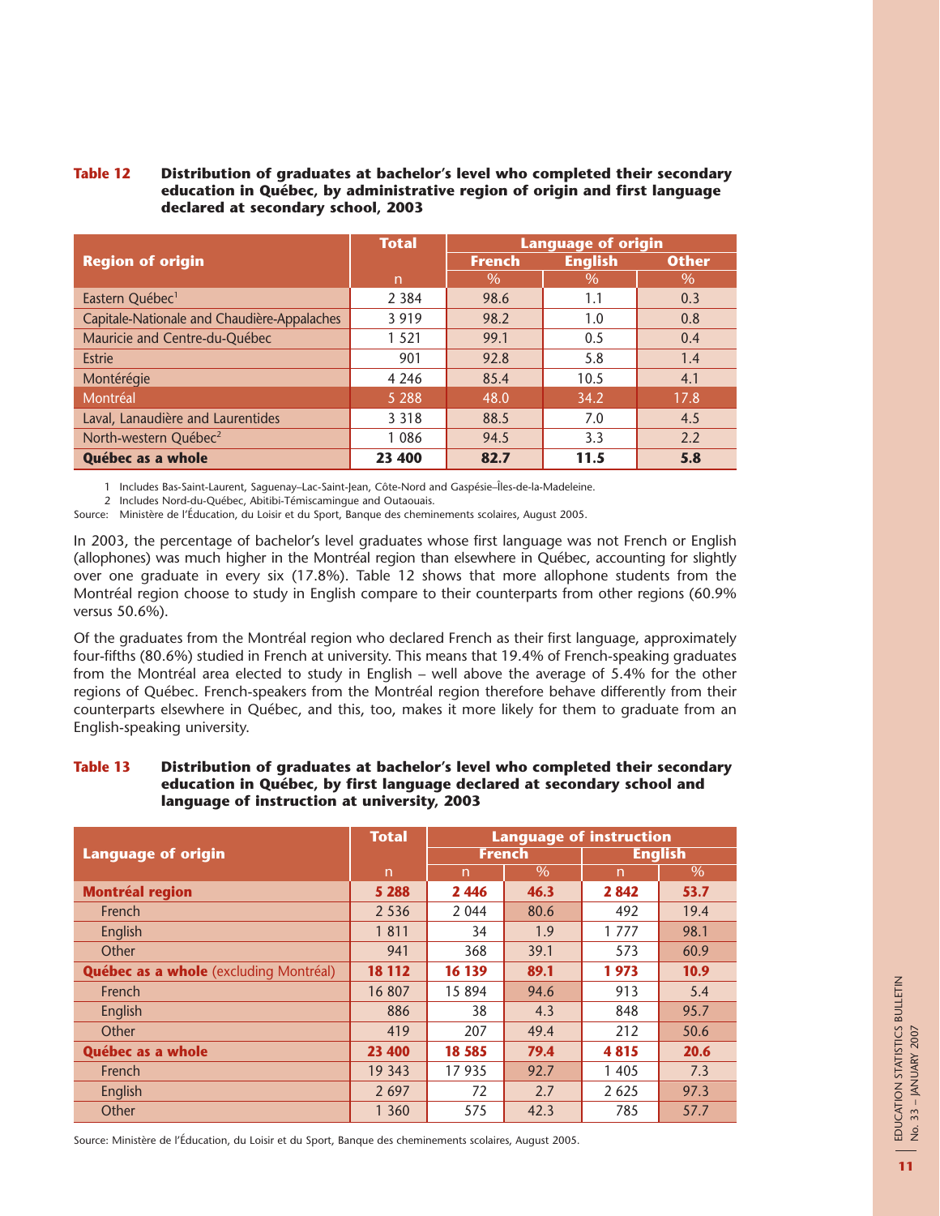**Table 12 Distribution of graduates at bachelor's level who completed their secondary education in Québec, by administrative region of origin and first language declared at secondary school, 2003**

| Region of origin | Total | Language of origin | | |
|---|---|---|---|---|
| | | French | English | Other |
| | n | % | % | % |
| Eastern Québec[1] | 2 384 | 98.6 | 1.1 | 0.3 |
| Capitale-Nationale and Chaudière-Appalaches | 3 919 | 98.2 | 1.0 | 0.8 |
| Mauricie and Centre-du-Québec | 1 521 | 99.1 | 0.5 | 0.4 |
| Estrie | 901 | 92.8 | 5.8 | 1.4 |
| Montérégie | 4 246 | 85.4 | 10.5 | 4.1 |
| Montréal | 5 288 | 48.0 | 34.2 | 17.8 |
| Laval, Lanaudière and Laurentides | 3 318 | 88.5 | 7.0 | 4.5 |
| North-western Québec[2] | 1 086 | 94.5 | 3.3 | 2.2 |
| **Québec as a whole** | **23 400** | **82.7** | **11.5** | **5.8** |

1 Includes Bas-Saint-Laurent, Saguenay–Lac-Saint-Jean, Côte-Nord and Gaspésie–Îles-de-la-Madeleine.
2 Includes Nord-du-Québec, Abitibi-Témiscamingue and Outaouais.
Source: Ministère de l'Éducation, du Loisir et du Sport, Banque des cheminements scolaires, August 2005.

In 2003, the percentage of bachelor's level graduates whose first language was not French or English (allophones) was much higher in the Montréal region than elsewhere in Québec, accounting for slightly over one graduate in every six (17.8%). Table 12 shows that more allophone students from the Montréal region choose to study in English compare to their counterparts from other regions (60.9% versus 50.6%).

Of the graduates from the Montréal region who declared French as their first language, approximately four-fifths (80.6%) studied in French at university. This means that 19.4% of French-speaking graduates from the Montréal area elected to study in English – well above the average of 5.4% for the other regions of Québec. French-speakers from the Montréal region therefore behave differently from their counterparts elsewhere in Québec, and this, too, makes it more likely for them to graduate from an English-speaking university.

**Table 13 Distribution of graduates at bachelor's level who completed their secondary education in Québec, by first language declared at secondary school and language of instruction at university, 2003**

| Language of origin | Total | Language of instruction | | | |
|---|---|---|---|---|---|
| | | French | | English | |
| | n | n | % | n | % |
| **Montréal region** | **5 288** | **2 446** | **46.3** | **2 842** | **53.7** |
| French | 2 536 | 2 044 | 80.6 | 492 | 19.4 |
| English | 1 811 | 34 | 1.9 | 1 777 | 98.1 |
| Other | 941 | 368 | 39.1 | 573 | 60.9 |
| **Québec as a whole** (excluding Montréal) | **18 112** | **16 139** | **89.1** | **1 973** | **10.9** |
| French | 16 807 | 15 894 | 94.6 | 913 | 5.4 |
| English | 886 | 38 | 4.3 | 848 | 95.7 |
| Other | 419 | 207 | 49.4 | 212 | 50.6 |
| **Québec as a whole** | **23 400** | **18 585** | **79.4** | **4 815** | **20.6** |
| French | 19 343 | 17 935 | 92.7 | 1 405 | 7.3 |
| English | 2 697 | 72 | 2.7 | 2 625 | 97.3 |
| Other | 1 360 | 575 | 42.3 | 785 | 57.7 |

Source: Ministère de l'Éducation, du Loisir et du Sport, Banque des cheminements scolaires, August 2005.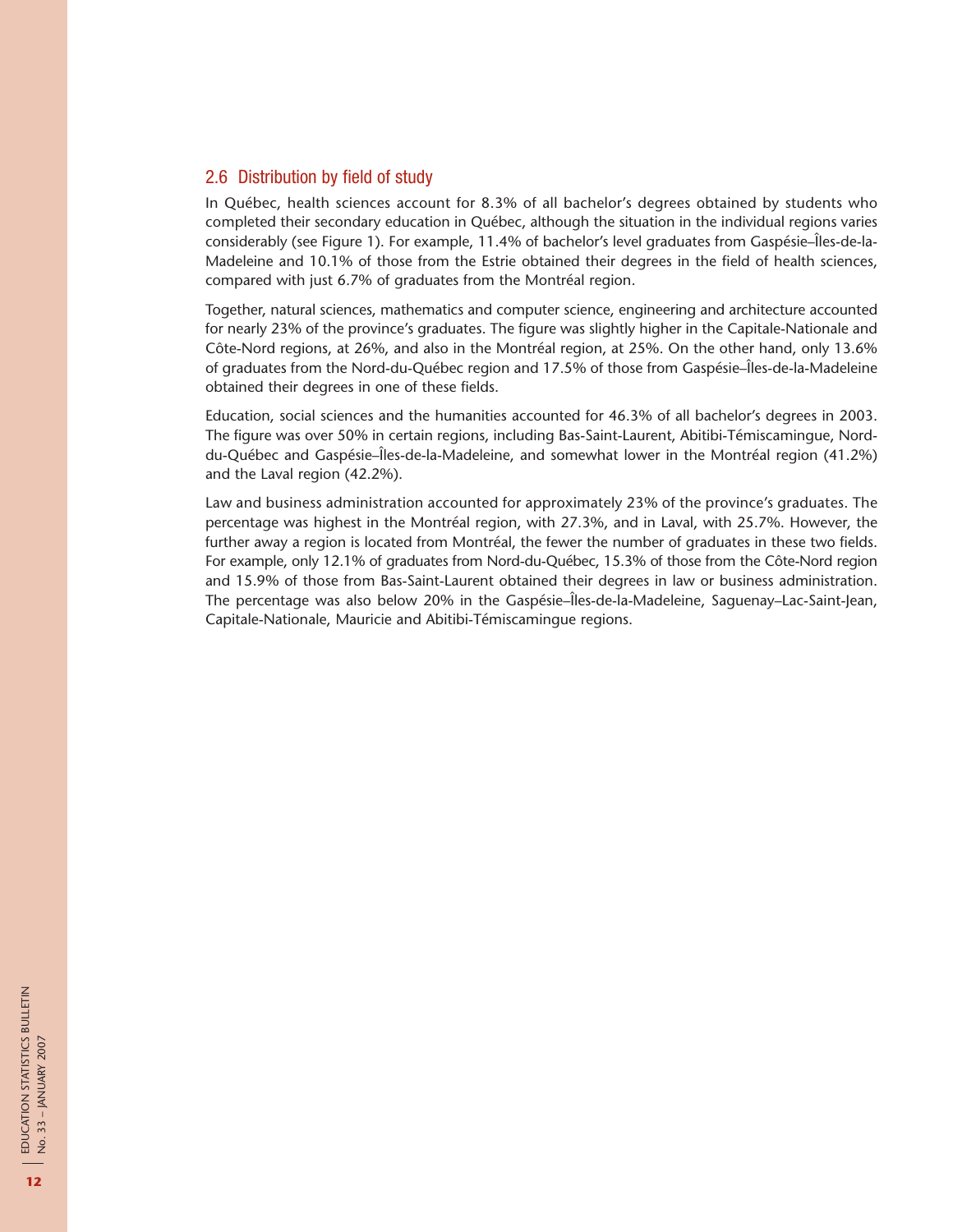## 2.6 Distribution by field of study

In Québec, health sciences account for 8.3% of all bachelor's degrees obtained by students who completed their secondary education in Québec, although the situation in the individual regions varies considerably (see Figure 1). For example, 11.4% of bachelor's level graduates from Gaspésie–Îles-de-la-Madeleine and 10.1% of those from the Estrie obtained their degrees in the field of health sciences, compared with just 6.7% of graduates from the Montréal region.

Together, natural sciences, mathematics and computer science, engineering and architecture accounted for nearly 23% of the province's graduates. The figure was slightly higher in the Capitale-Nationale and Côte-Nord regions, at 26%, and also in the Montréal region, at 25%. On the other hand, only 13.6% of graduates from the Nord-du-Québec region and 17.5% of those from Gaspésie–Îles-de-la-Madeleine obtained their degrees in one of these fields.

Education, social sciences and the humanities accounted for 46.3% of all bachelor's degrees in 2003. The figure was over 50% in certain regions, including Bas-Saint-Laurent, Abitibi-Témiscamingue, Nord-du-Québec and Gaspésie–Îles-de-la-Madeleine, and somewhat lower in the Montréal region (41.2%) and the Laval region (42.2%).

Law and business administration accounted for approximately 23% of the province's graduates. The percentage was highest in the Montréal region, with 27.3%, and in Laval, with 25.7%. However, the further away a region is located from Montréal, the fewer the number of graduates in these two fields. For example, only 12.1% of graduates from Nord-du-Québec, 15.3% of those from the Côte-Nord region and 15.9% of those from Bas-Saint-Laurent obtained their degrees in law or business administration. The percentage was also below 20% in the Gaspésie–Îles-de-la-Madeleine, Saguenay–Lac-Saint-Jean, Capitale-Nationale, Mauricie and Abitibi-Témiscamingue regions.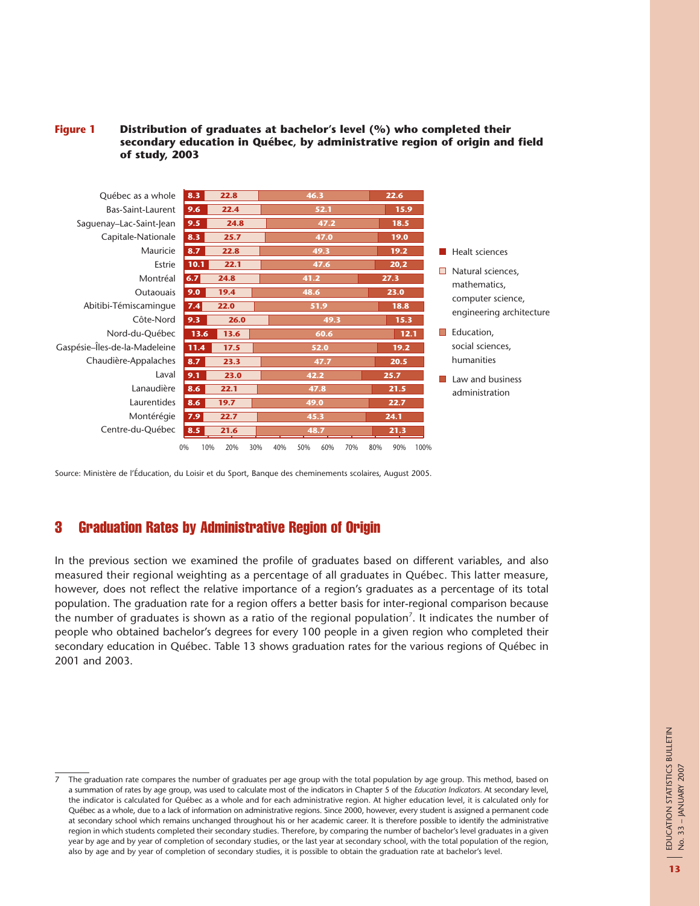**Figure 1 Distribution of graduates at bachelor's level (%) who completed their secondary education in Québec, by administrative region of origin and field of study, 2003**

Québec as a whole 8.3 22.8 46.3 22.6
Bas-Saint-Laurent 9.6 22.4 52.1 15.9
Saguenay–Lac-Saint-Jean 9.5 24.8 47.2 18.5
Capitale-Nationale 8.3 25.7 47.0 19.0
Mauricie 8.7 22.8 49.3 19.2
Estrie 10.1 22.1 47.6 20,2
Montréal 6.7 24.8 41.2 27.3
Outaouais 9.0 19.4 48.6 23.0
Abitibi-Témiscamingue 7.4 22.0 51.9 18.8
Côte-Nord 9.3 26.0 49.3 15.3
Nord-du-Québec 13.6 13.6 60.6 12.1
Gaspésie–Îles-de-la-Madeleine 11.4 17.5 52.0 19.2
Chaudière-Appalaches 8.7 23.3 47.7 20.5
Laval 9.1 23.0 42.2 25.7
Lanaudière 8.6 22.1 47.8 21.5
Laurentides 8.6 19.7 49.0 22.7
Montérégie 7.9 22.7 45.3 24.1
Centre-du-Québec 8.5 21.6 48.7 21.3

0% 10% 20% 30% 40% 50% 60% 70% 80% 90% 100%

Healt sciences
Natural sciences, mathematics, computer science, engineering architecture
Education, social sciences, humanities
Law and business administration

Source: Ministère de l'Éducation, du Loisir et du Sport, Banque des cheminements scolaires, August 2005.

## 3 Graduation Rates by Administrative Region of Origin

In the previous section we examined the profile of graduates based on different variables, and also measured their regional weighting as a percentage of all graduates in Québec. This latter measure, however, does not reflect the relative importance of a region's graduates as a percentage of its total population. The graduation rate for a region offers a better basis for inter-regional comparison because the number of graduates is shown as a ratio of the regional population[7]. It indicates the number of people who obtained bachelor's degrees for every 100 people in a given region who completed their secondary education in Québec. Table 13 shows graduation rates for the various regions of Québec in 2001 and 2003.

---

7 The graduation rate compares the number of graduates per age group with the total population by age group. This method, based on a summation of rates by age group, was used to calculate most of the indicators in Chapter 5 of the *Education Indicators*. At secondary level, the indicator is calculated for Québec as a whole and for each administrative region. At higher education level, it is calculated only for Québec as a whole, due to a lack of information on administrative regions. Since 2000, however, every student is assigned a permanent code at secondary school which remains unchanged throughout his or her academic career. It is therefore possible to identify the administrative region in which students completed their secondary studies. Therefore, by comparing the number of bachelor's level graduates in a given year by age and by year of completion of secondary studies, or the last year at secondary school, with the total population of the region, also by age and by year of completion of secondary studies, it is possible to obtain the graduation rate at bachelor's level.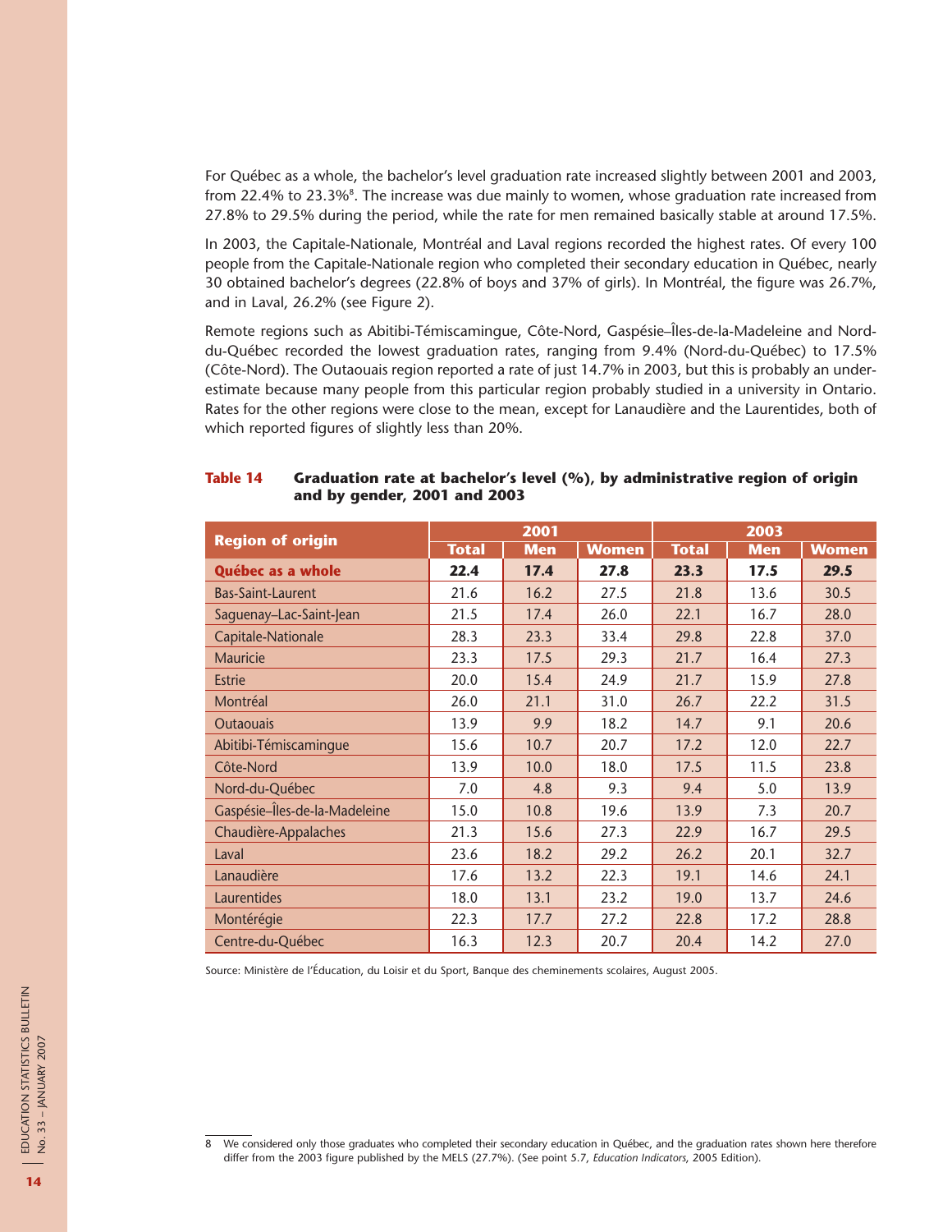For Québec as a whole, the bachelor's level graduation rate increased slightly between 2001 and 2003, from 22.4% to 23.3%[8]. The increase was due mainly to women, whose graduation rate increased from 27.8% to 29.5% during the period, while the rate for men remained basically stable at around 17.5%.

In 2003, the Capitale-Nationale, Montréal and Laval regions recorded the highest rates. Of every 100 people from the Capitale-Nationale region who completed their secondary education in Québec, nearly 30 obtained bachelor's degrees (22.8% of boys and 37% of girls). In Montréal, the figure was 26.7%, and in Laval, 26.2% (see Figure 2).

Remote regions such as Abitibi-Témiscamingue, Côte-Nord, Gaspésie–Îles-de-la-Madeleine and Nord-du-Québec recorded the lowest graduation rates, ranging from 9.4% (Nord-du-Québec) to 17.5% (Côte-Nord). The Outaouais region reported a rate of just 14.7% in 2003, but this is probably an underestimate because many people from this particular region probably studied in a university in Ontario. Rates for the other regions were close to the mean, except for Lanaudière and the Laurentides, both of which reported figures of slightly less than 20%.

**Table 14 Graduation rate at bachelor's level (%), by administrative region of origin and by gender, 2001 and 2003**

| Region of origin | 2001 | | | 2003 | | |
|---|---|---|---|---|---|---|
| | Total | Men | Women | Total | Men | Women |
| **Québec as a whole** | **22.4** | **17.4** | **27.8** | **23.3** | **17.5** | **29.5** |
| Bas-Saint-Laurent | 21.6 | 16.2 | 27.5 | 21.8 | 13.6 | 30.5 |
| Saguenay–Lac-Saint-Jean | 21.5 | 17.4 | 26.0 | 22.1 | 16.7 | 28.0 |
| Capitale-Nationale | 28.3 | 23.3 | 33.4 | 29.8 | 22.8 | 37.0 |
| Mauricie | 23.3 | 17.5 | 29.3 | 21.7 | 16.4 | 27.3 |
| Estrie | 20.0 | 15.4 | 24.9 | 21.7 | 15.9 | 27.8 |
| Montréal | 26.0 | 21.1 | 31.0 | 26.7 | 22.2 | 31.5 |
| Outaouais | 13.9 | 9.9 | 18.2 | 14.7 | 9.1 | 20.6 |
| Abitibi-Témiscamingue | 15.6 | 10.7 | 20.7 | 17.2 | 12.0 | 22.7 |
| Côte-Nord | 13.9 | 10.0 | 18.0 | 17.5 | 11.5 | 23.8 |
| Nord-du-Québec | 7.0 | 4.8 | 9.3 | 9.4 | 5.0 | 13.9 |
| Gaspésie–Îles-de-la-Madeleine | 15.0 | 10.8 | 19.6 | 13.9 | 7.3 | 20.7 |
| Chaudière-Appalaches | 21.3 | 15.6 | 27.3 | 22.9 | 16.7 | 29.5 |
| Laval | 23.6 | 18.2 | 29.2 | 26.2 | 20.1 | 32.7 |
| Lanaudière | 17.6 | 13.2 | 22.3 | 19.1 | 14.6 | 24.1 |
| Laurentides | 18.0 | 13.1 | 23.2 | 19.0 | 13.7 | 24.6 |
| Montérégie | 22.3 | 17.7 | 27.2 | 22.8 | 17.2 | 28.8 |
| Centre-du-Québec | 16.3 | 12.3 | 20.7 | 20.4 | 14.2 | 27.0 |

Source: Ministère de l'Éducation, du Loisir et du Sport, Banque des cheminements scolaires, August 2005.

8 We considered only those graduates who completed their secondary education in Québec, and the graduation rates shown here therefore differ from the 2003 figure published by the MELS (27.7%). (See point 5.7, *Education Indicators*, 2005 Edition).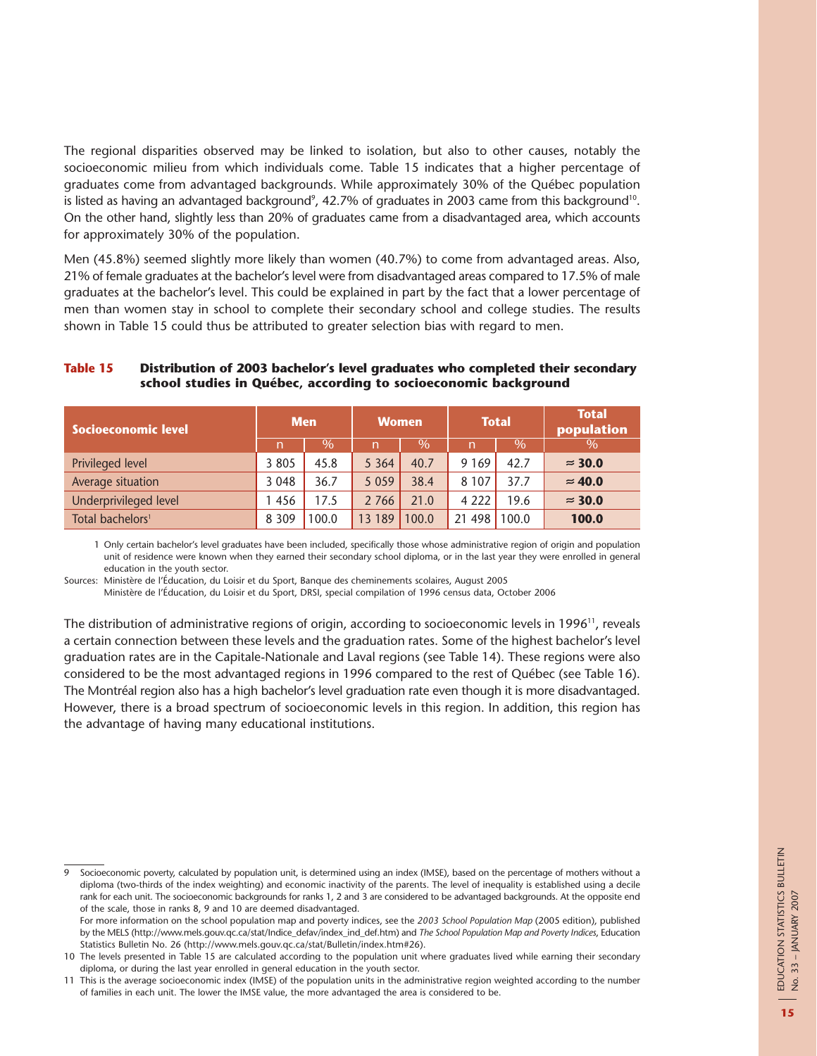The regional disparities observed may be linked to isolation, but also to other causes, notably the socioeconomic milieu from which individuals come. Table 15 indicates that a higher percentage of graduates come from advantaged backgrounds. While approximately 30% of the Québec population is listed as having an advantaged background[9], 42.7% of graduates in 2003 came from this background[10]. On the other hand, slightly less than 20% of graduates came from a disadvantaged area, which accounts for approximately 30% of the population.

Men (45.8%) seemed slightly more likely than women (40.7%) to come from advantaged areas. Also, 21% of female graduates at the bachelor's level were from disadvantaged areas compared to 17.5% of male graduates at the bachelor's level. This could be explained in part by the fact that a lower percentage of men than women stay in school to complete their secondary school and college studies. The results shown in Table 15 could thus be attributed to greater selection bias with regard to men.

**Table 15 Distribution of 2003 bachelor's level graduates who completed their secondary school studies in Québec, according to socioeconomic background**

| Socioeconomic level | Men | | Women | | Total | | Total population |
|---|---|---|---|---|---|---|---|
| | n | % | n | % | n | % | % |
| Privileged level | 3 805 | 45.8 | 5 364 | 40.7 | 9 169 | 42.7 | **≈ 30.0** |
| Average situation | 3 048 | 36.7 | 5 059 | 38.4 | 8 107 | 37.7 | **≈ 40.0** |
| Underprivileged level | 1 456 | 17.5 | 2 766 | 21.0 | 4 222 | 19.6 | **≈ 30.0** |
| Total bachelors[1] | 8 309 | 100.0 | 13 189 | 100.0 | 21 498 | 100.0 | **100.0** |

1 Only certain bachelor's level graduates have been included, specifically those whose administrative region of origin and population unit of residence were known when they earned their secondary school diploma, or in the last year they were enrolled in general education in the youth sector.

Sources: Ministère de l'Éducation, du Loisir et du Sport, Banque des cheminements scolaires, August 2005
Ministère de l'Éducation, du Loisir et du Sport, DRSI, special compilation of 1996 census data, October 2006

The distribution of administrative regions of origin, according to socioeconomic levels in 1996[11], reveals a certain connection between these levels and the graduation rates. Some of the highest bachelor's level graduation rates are in the Capitale-Nationale and Laval regions (see Table 14). These regions were also considered to be the most advantaged regions in 1996 compared to the rest of Québec (see Table 16). The Montréal region also has a high bachelor's level graduation rate even though it is more disadvantaged. However, there is a broad spectrum of socioeconomic levels in this region. In addition, this region has the advantage of having many educational institutions.

---

9 Socioeconomic poverty, calculated by population unit, is determined using an index (IMSE), based on the percentage of mothers without a diploma (two-thirds of the index weighting) and economic inactivity of the parents. The level of inequality is established using a decile rank for each unit. The socioeconomic backgrounds for ranks 1, 2 and 3 are considered to be advantaged backgrounds. At the opposite end of the scale, those in ranks 8, 9 and 10 are deemed disadvantaged.
For more information on the school population map and poverty indices, see the *2003 School Population Map* (2005 edition), published by the MELS (http://www.mels.gouv.qc.ca/stat/Indice_defav/index_ind_def.htm) and *The School Population Map and Poverty Indices*, Education Statistics Bulletin No. 26 (http://www.mels.gouv.qc.ca/stat/Bulletin/index.htm#26).

10 The levels presented in Table 15 are calculated according to the population unit where graduates lived while earning their secondary diploma, or during the last year enrolled in general education in the youth sector.

11 This is the average socioeconomic index (IMSE) of the population units in the administrative region weighted according to the number of families in each unit. The lower the IMSE value, the more advantaged the area is considered to be.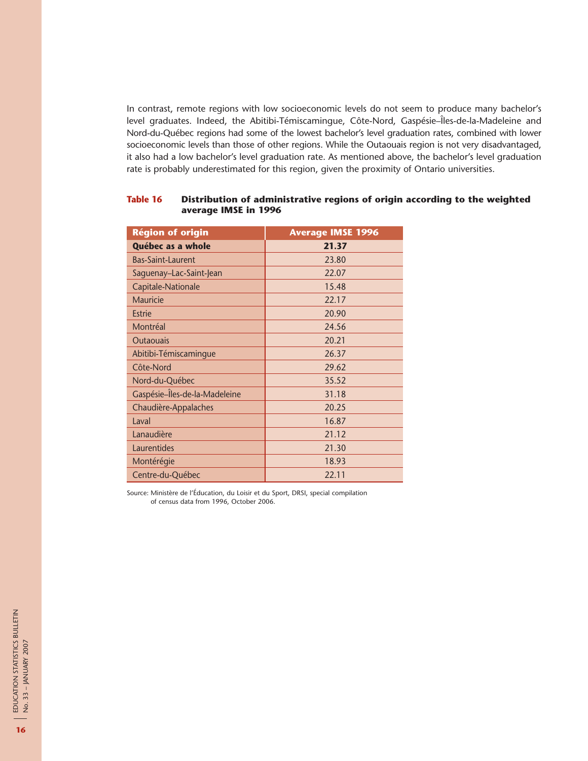In contrast, remote regions with low socioeconomic levels do not seem to produce many bachelor's level graduates. Indeed, the Abitibi-Témiscamingue, Côte-Nord, Gaspésie–Îles-de-la-Madeleine and Nord-du-Québec regions had some of the lowest bachelor's level graduation rates, combined with lower socioeconomic levels than those of other regions. While the Outaouais region is not very disadvantaged, it also had a low bachelor's level graduation rate. As mentioned above, the bachelor's level graduation rate is probably underestimated for this region, given the proximity of Ontario universities.

**Table 16 Distribution of administrative regions of origin according to the weighted average IMSE in 1996**

| Région of origin | Average IMSE 1996 |
|---|---|
| **Québec as a whole** | **21.37** |
| Bas-Saint-Laurent | 23.80 |
| Saguenay–Lac-Saint-Jean | 22.07 |
| Capitale-Nationale | 15.48 |
| Mauricie | 22.17 |
| Estrie | 20.90 |
| Montréal | 24.56 |
| Outaouais | 20.21 |
| Abitibi-Témiscamingue | 26.37 |
| Côte-Nord | 29.62 |
| Nord-du-Québec | 35.52 |
| Gaspésie–Îles-de-la-Madeleine | 31.18 |
| Chaudière-Appalaches | 20.25 |
| Laval | 16.87 |
| Lanaudière | 21.12 |
| Laurentides | 21.30 |
| Montérégie | 18.93 |
| Centre-du-Québec | 22.11 |

Source: Ministère de l'Éducation, du Loisir et du Sport, DRSI, special compilation of census data from 1996, October 2006.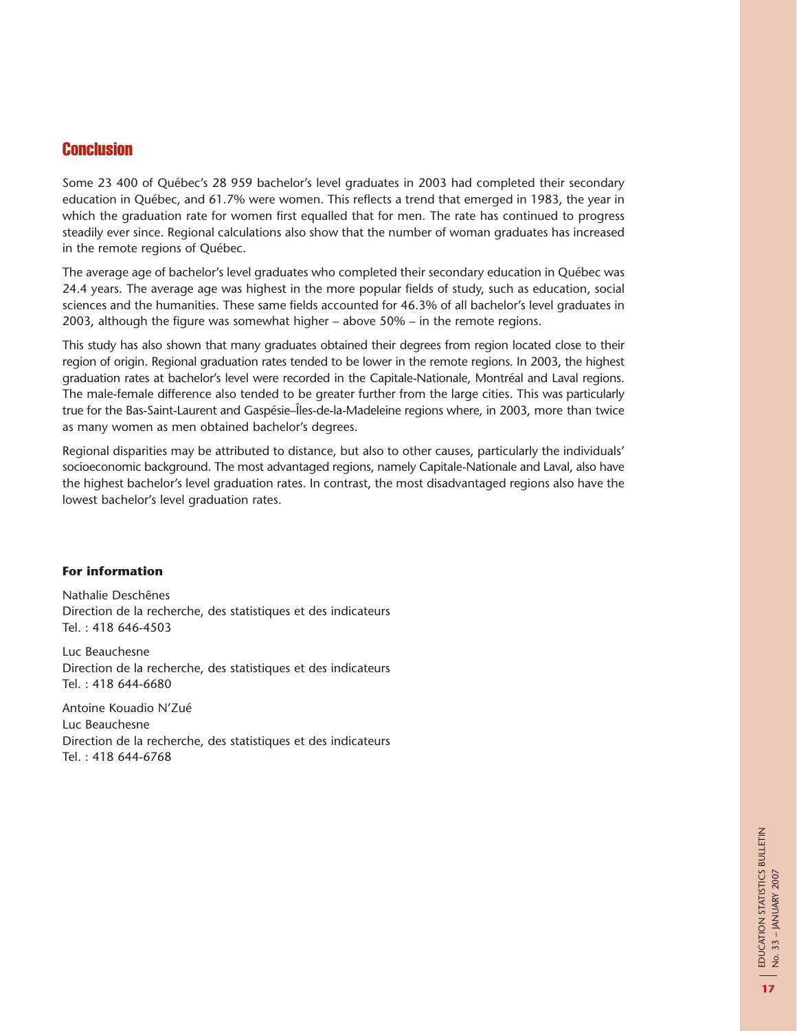## Conclusion

Some 23 400 of Québec's 28 959 bachelor's level graduates in 2003 had completed their secondary education in Québec, and 61.7% were women. This reflects a trend that emerged in 1983, the year in which the graduation rate for women first equalled that for men. The rate has continued to progress steadily ever since. Regional calculations also show that the number of woman graduates has increased in the remote regions of Québec.

The average age of bachelor's level graduates who completed their secondary education in Québec was 24.4 years. The average age was highest in the more popular fields of study, such as education, social sciences and the humanities. These same fields accounted for 46.3% of all bachelor's level graduates in 2003, although the figure was somewhat higher – above 50% – in the remote regions.

This study has also shown that many graduates obtained their degrees from region located close to their region of origin. Regional graduation rates tended to be lower in the remote regions. In 2003, the highest graduation rates at bachelor's level were recorded in the Capitale-Nationale, Montréal and Laval regions. The male-female difference also tended to be greater further from the large cities. This was particularly true for the Bas-Saint-Laurent and Gaspésie–Îles-de-la-Madeleine regions where, in 2003, more than twice as many women as men obtained bachelor's degrees.

Regional disparities may be attributed to distance, but also to other causes, particularly the individuals' socioeconomic background. The most advantaged regions, namely Capitale-Nationale and Laval, also have the highest bachelor's level graduation rates. In contrast, the most disadvantaged regions also have the lowest bachelor's level graduation rates.

**For information**

Nathalie Deschênes
Direction de la recherche, des statistiques et des indicateurs
Tel. : 418 646-4503

Luc Beauchesne
Direction de la recherche, des statistiques et des indicateurs
Tel. : 418 644-6680

Antoine Kouadio N'Zué
Luc Beauchesne
Direction de la recherche, des statistiques et des indicateurs
Tel. : 418 644-6768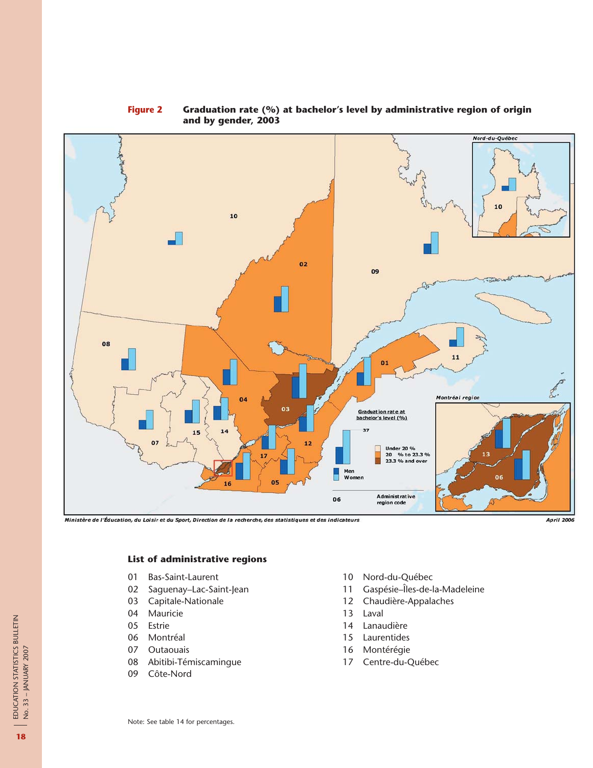**Figure 2** **Graduation rate (%) at bachelor's level by administrative region of origin and by gender, 2003**

Nord-du-Québec

10

02

09

08

11

01

04

03

Montréal region

Graduation rate at bachelor's level (%)

37

Under 20 %
20 % to 23.3 %
23.3 % and over

Men
Women

06 Administrative region code

15

14

07

17

12

13

06

16

05

Ministère de l'Éducation, du Loisir et du Sport, Direction de la recherche, des statistiques et des indicateurs

April 2006

## List of administrative regions

- 01 Bas-Saint-Laurent
- 02 Saguenay–Lac-Saint-Jean
- 03 Capitale-Nationale
- 04 Mauricie
- 05 Estrie
- 06 Montréal
- 07 Outaouais
- 08 Abitibi-Témiscamingue
- 09 Côte-Nord
- 10 Nord-du-Québec
- 11 Gaspésie–Îles-de-la-Madeleine
- 12 Chaudière-Appalaches
- 13 Laval
- 14 Lanaudière
- 15 Laurentides
- 16 Montérégie
- 17 Centre-du-Québec

Note: See table 14 for percentages.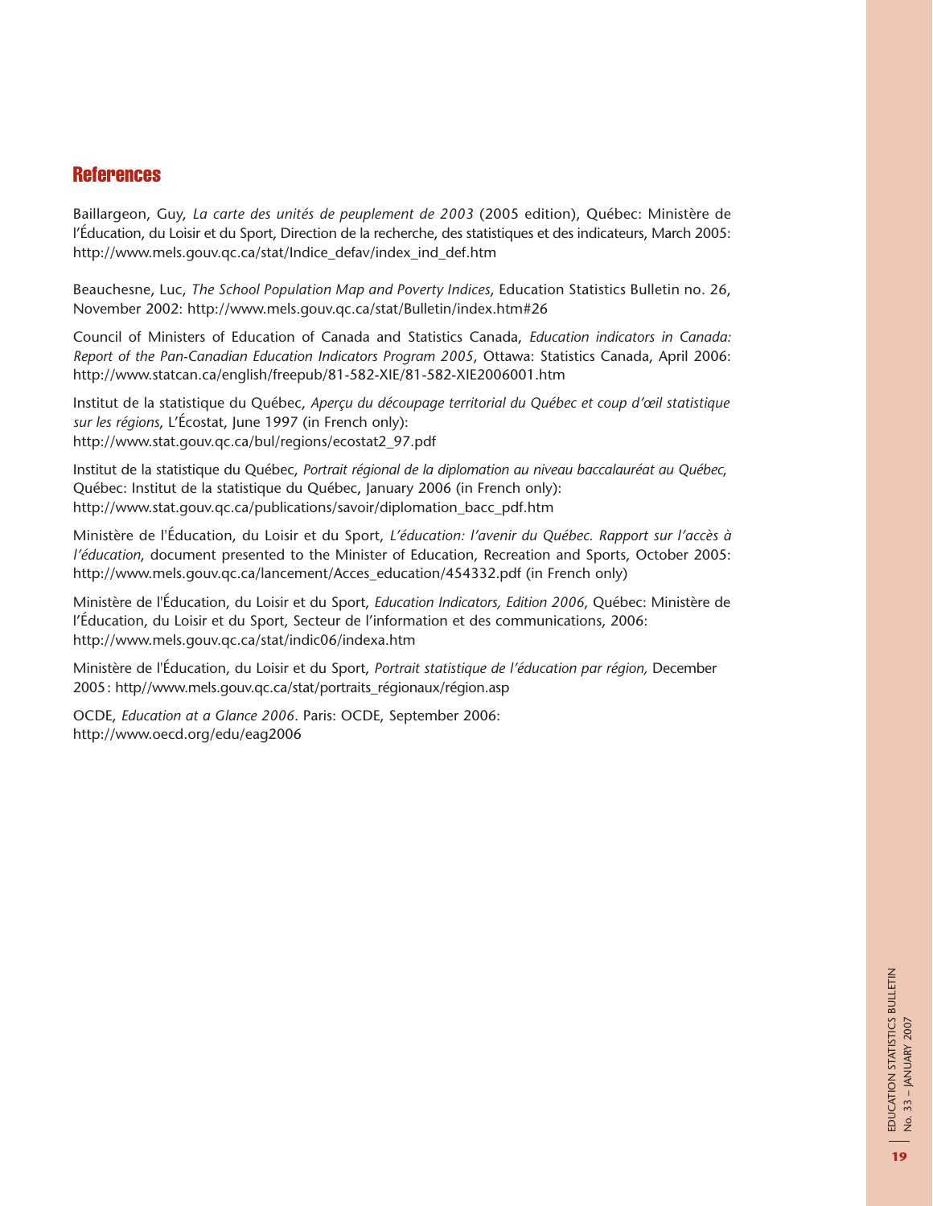## References

Baillargeon, Guy, *La carte des unités de peuplement de 2003* (2005 edition), Québec: Ministère de l'Éducation, du Loisir et du Sport, Direction de la recherche, des statistiques et des indicateurs, March 2005: http://www.mels.gouv.qc.ca/stat/Indice_defav/index_ind_def.htm

Beauchesne, Luc, *The School Population Map and Poverty Indices*, Education Statistics Bulletin no. 26, November 2002: http://www.mels.gouv.qc.ca/stat/Bulletin/index.htm#26

Council of Ministers of Education of Canada and Statistics Canada, *Education indicators in Canada: Report of the Pan-Canadian Education Indicators Program 2005*, Ottawa: Statistics Canada, April 2006: http://www.statcan.ca/english/freepub/81-582-XIE/81-582-XIE2006001.htm

Institut de la statistique du Québec, *Aperçu du découpage territorial du Québec et coup d'œil statistique sur les régions*, L'Écostat, June 1997 (in French only): http://www.stat.gouv.qc.ca/bul/regions/ecostat2_97.pdf

Institut de la statistique du Québec, *Portrait régional de la diplomation au niveau baccalauréat au Québec*, Québec: Institut de la statistique du Québec, January 2006 (in French only): http://www.stat.gouv.qc.ca/publications/savoir/diplomation_bacc_pdf.htm

Ministère de l'Éducation, du Loisir et du Sport, *L'éducation: l'avenir du Québec. Rapport sur l'accès à l'éducation*, document presented to the Minister of Education, Recreation and Sports, October 2005: http://www.mels.gouv.qc.ca/lancement/Acces_education/454332.pdf (in French only)

Ministère de l'Éducation, du Loisir et du Sport, *Education Indicators, Edition 2006*, Québec: Ministère de l'Éducation, du Loisir et du Sport, Secteur de l'information et des communications, 2006: http://www.mels.gouv.qc.ca/stat/indic06/indexa.htm

Ministère de l'Éducation, du Loisir et du Sport, *Portrait statistique de l'éducation par région,* December 2005: http//www.mels.gouv.qc.ca/stat/portraits_régionaux/région.asp

OCDE, *Education at a Glance 2006*. Paris: OCDE, September 2006: http://www.oecd.org/edu/eag2006